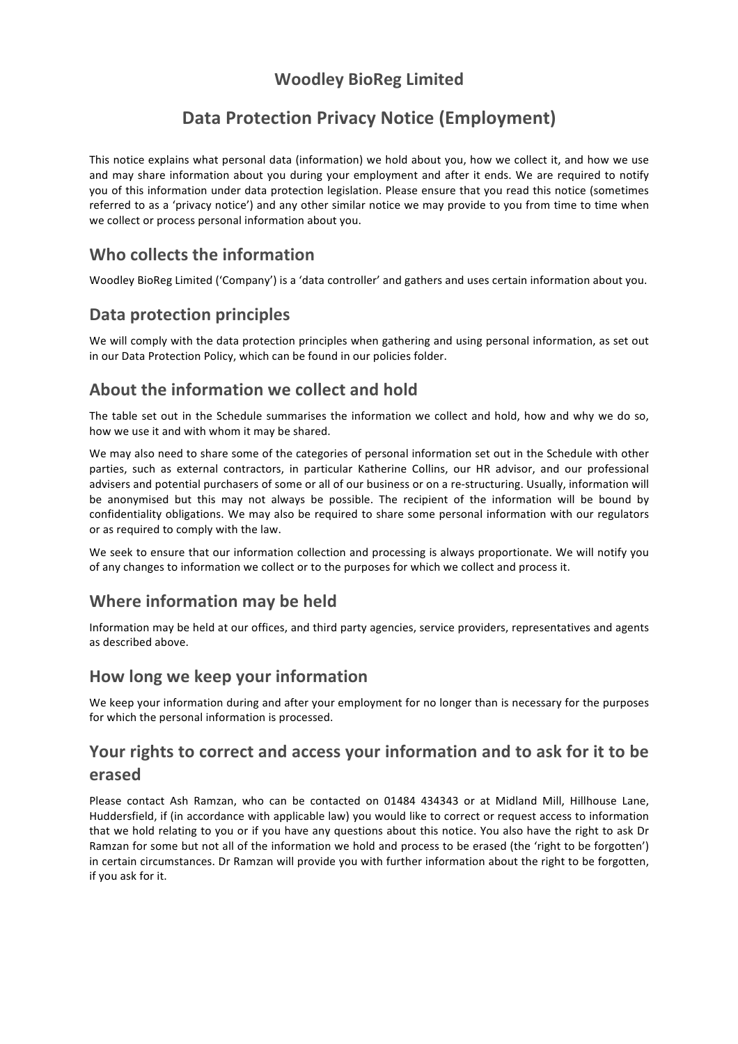# Woodley BioReg Limited

# Data Protection Privacy Notice (Employment)

This notice explains what personal data (information) we hold about you, how we collect it, and how we use and may share information about you during your employment and after it ends. We are required to notify you of this information under data protection legislation. Please ensure that you read this notice (sometimes referred to as a 'privacy notice') and any other similar notice we may provide to you from time to time when we collect or process personal information about you.

## Who collects the information

Woodley BioReg Limited ('Company') is a 'data controller' and gathers and uses certain information about you.

## Data protection principles

We will comply with the data protection principles when gathering and using personal information, as set out in our Data Protection Policy, which can be found in our policies folder.

## About the information we collect and hold

The table set out in the Schedule summarises the information we collect and hold, how and why we do so, how we use it and with whom it may be shared.

We may also need to share some of the categories of personal information set out in the Schedule with other parties, such as external contractors, in particular Katherine Collins, our HR advisor, and our professional advisers and potential purchasers of some or all of our business or on a re-structuring. Usually, information will be anonymised but this may not always be possible. The recipient of the information will be bound by confidentiality obligations. We may also be required to share some personal information with our regulators or as required to comply with the law.

We seek to ensure that our information collection and processing is always proportionate. We will notify you of any changes to information we collect or to the purposes for which we collect and process it.

## Where information may be held

Information may be held at our offices, and third party agencies, service providers, representatives and agents as described above.

## How long we keep your information

We keep your information during and after your employment for no longer than is necessary for the purposes for which the personal information is processed.

## Your rights to correct and access your information and to ask for it to be erased

Please contact Ash Ramzan, who can be contacted on 01484 434343 or at Midland Mill, Hillhouse Lane, Huddersfield, if (in accordance with applicable law) you would like to correct or request access to information that we hold relating to you or if you have any questions about this notice. You also have the right to ask Dr Ramzan for some but not all of the information we hold and process to be erased (the 'right to be forgotten') in certain circumstances. Dr Ramzan will provide you with further information about the right to be forgotten, if you ask for it.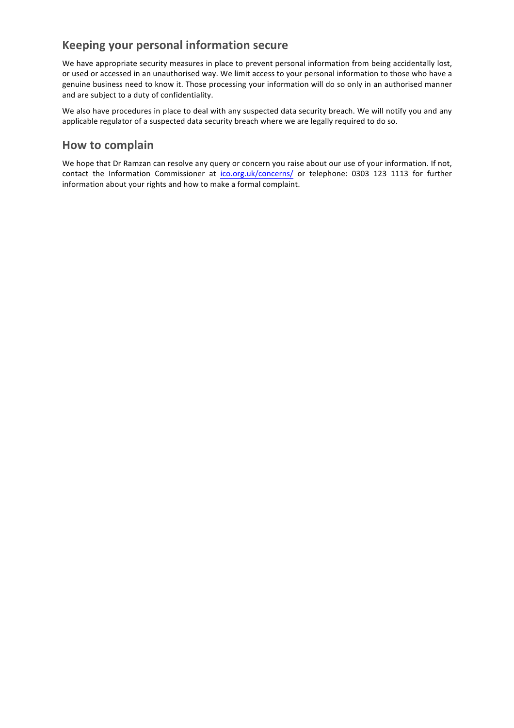## Keeping your personal information secure

We have appropriate security measures in place to prevent personal information from being accidentally lost, or used or accessed in an unauthorised way. We limit access to your personal information to those who have a genuine business need to know it. Those processing your information will do so only in an authorised manner and are subject to a duty of confidentiality.

We also have procedures in place to deal with any suspected data security breach. We will notify you and any applicable regulator of a suspected data security breach where we are legally required to do so.

## How to complain

We hope that Dr Ramzan can resolve any query or concern you raise about our use of your information. If not, contact the Information Commissioner at ico.org.uk/concerns/ or telephone: 0303 123 1113 for further information about your rights and how to make a formal complaint.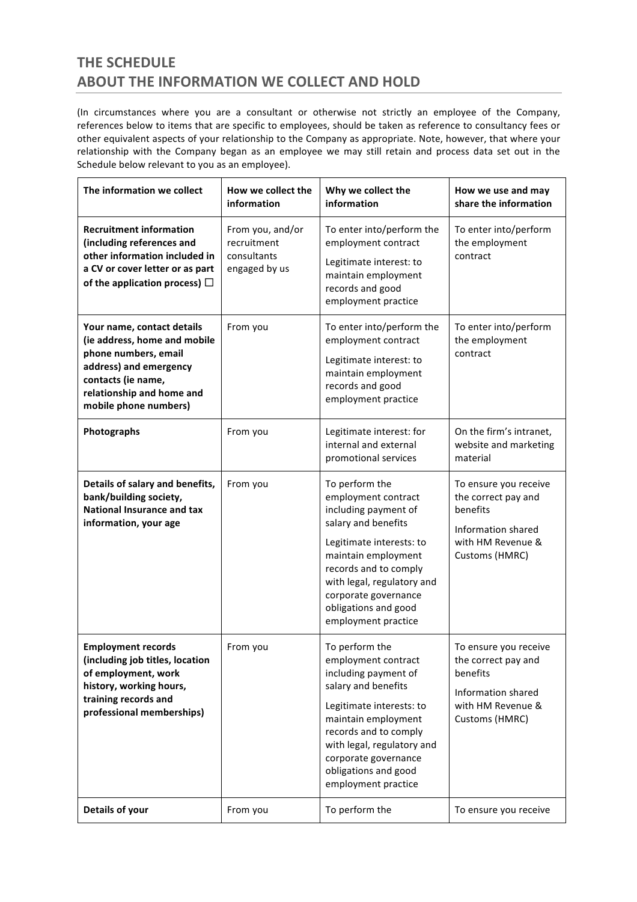# THE SCHEDULE
# ABOUT THE INFORMATION WE COLLECT AND HOLD

(In circumstances where you are a consultant or otherwise not strictly an employee of the Company, references below to items that are specific to employees, should be taken as reference to consultancy fees or other equivalent aspects of your relationship to the Company as appropriate. Note, however, that where your relationship with the Company began as an employee we may still retain and process data set out in the Schedule below relevant to you as an employee).

| The information we collect | How we collect the information | Why we collect the information | How we use and may share the information |
|---|---|---|---|
| **Recruitment information (including references and other information included in a CV or cover letter or as part of the application process)** ☐ | From you, and/or recruitment consultants engaged by us | To enter into/perform the employment contract<br><br>Legitimate interest: to maintain employment records and good employment practice | To enter into/perform the employment contract |
| **Your name, contact details (ie address, home and mobile phone numbers, email address) and emergency contacts (ie name, relationship and home and mobile phone numbers)** | From you | To enter into/perform the employment contract<br><br>Legitimate interest: to maintain employment records and good employment practice | To enter into/perform the employment contract |
| **Photographs** | From you | Legitimate interest: for internal and external promotional services | On the firm's intranet, website and marketing material |
| **Details of salary and benefits, bank/building society, National Insurance and tax information, your age** | From you | To perform the employment contract including payment of salary and benefits<br><br>Legitimate interests: to maintain employment records and to comply with legal, regulatory and corporate governance obligations and good employment practice | To ensure you receive the correct pay and benefits<br><br>Information shared with HM Revenue & Customs (HMRC) |
| **Employment records (including job titles, location of employment, work history, working hours, training records and professional memberships)** | From you | To perform the employment contract including payment of salary and benefits<br><br>Legitimate interests: to maintain employment records and to comply with legal, regulatory and corporate governance obligations and good employment practice | To ensure you receive the correct pay and benefits<br><br>Information shared with HM Revenue & Customs (HMRC) |
| **Details of your** | From you | To perform the | To ensure you receive |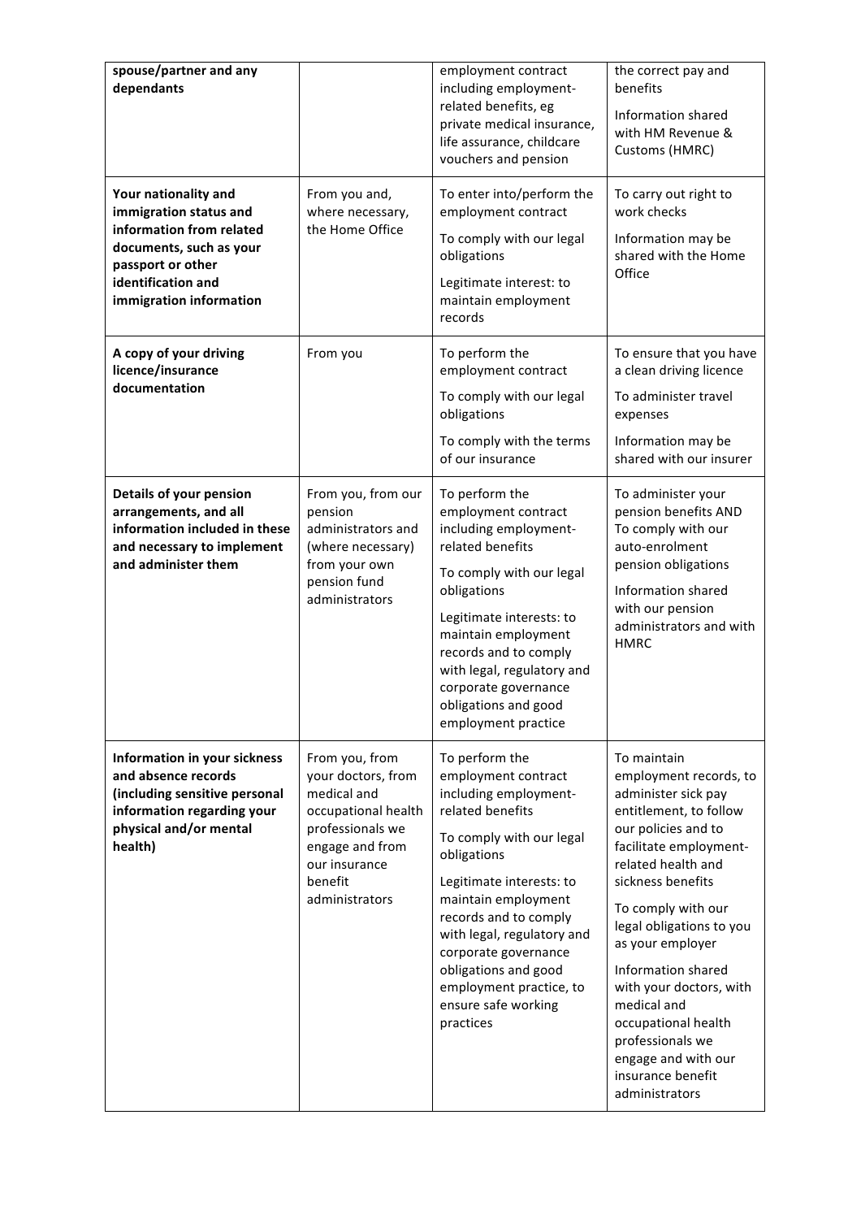| | | | |
|---|---|---|---|
| **spouse/partner and any dependants** | | employment contract including employment-related benefits, eg private medical insurance, life assurance, childcare vouchers and pension | the correct pay and benefits<br><br>Information shared with HM Revenue & Customs (HMRC) |
| **Your nationality and immigration status and information from related documents, such as your passport or other identification and immigration information** | From you and, where necessary, the Home Office | To enter into/perform the employment contract<br><br>To comply with our legal obligations<br><br>Legitimate interest: to maintain employment records | To carry out right to work checks<br><br>Information may be shared with the Home Office |
| **A copy of your driving licence/insurance documentation** | From you | To perform the employment contract<br><br>To comply with our legal obligations<br><br>To comply with the terms of our insurance | To ensure that you have a clean driving licence<br><br>To administer travel expenses<br><br>Information may be shared with our insurer |
| **Details of your pension arrangements, and all information included in these and necessary to implement and administer them** | From you, from our pension administrators and (where necessary) from your own pension fund administrators | To perform the employment contract including employment-related benefits<br><br>To comply with our legal obligations<br><br>Legitimate interests: to maintain employment records and to comply with legal, regulatory and corporate governance obligations and good employment practice | To administer your pension benefits AND To comply with our auto-enrolment pension obligations<br><br>Information shared with our pension administrators and with HMRC |
| **Information in your sickness and absence records (including sensitive personal information regarding your physical and/or mental health)** | From you, from your doctors, from medical and occupational health professionals we engage and from our insurance benefit administrators | To perform the employment contract including employment-related benefits<br><br>To comply with our legal obligations<br><br>Legitimate interests: to maintain employment records and to comply with legal, regulatory and corporate governance obligations and good employment practice, to ensure safe working practices | To maintain employment records, to administer sick pay entitlement, to follow our policies and to facilitate employment-related health and sickness benefits<br><br>To comply with our legal obligations to you as your employer<br><br>Information shared with your doctors, with medical and occupational health professionals we engage and with our insurance benefit administrators |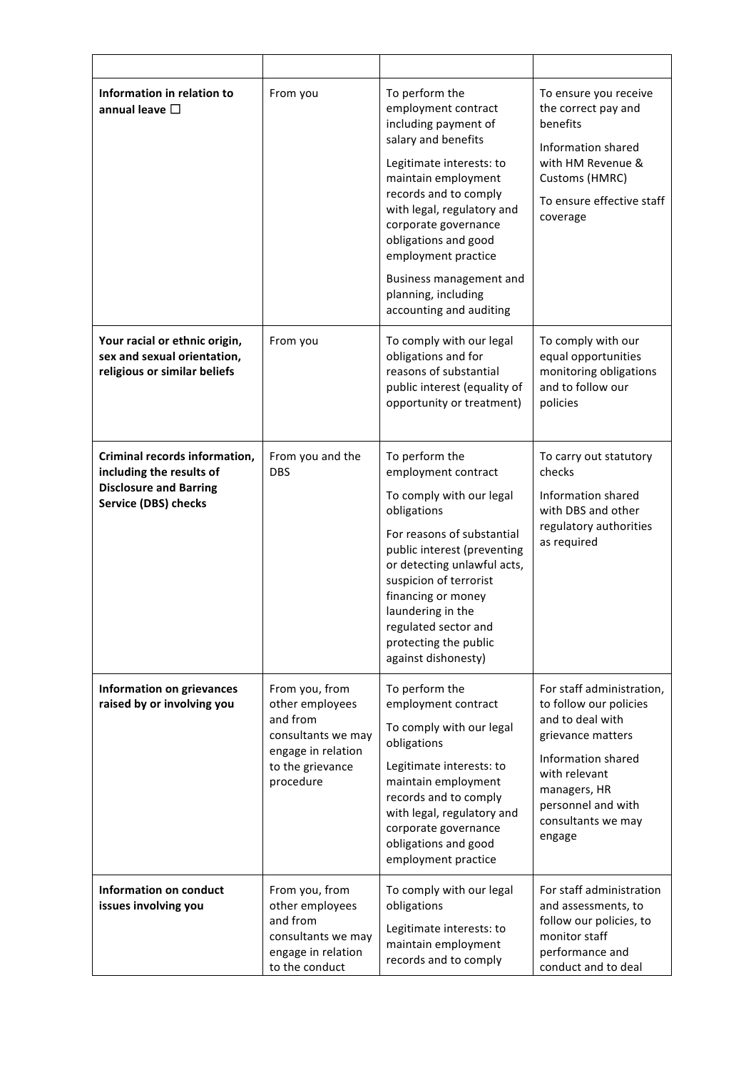| | | | |
|---|---|---|---|
| **Information in relation to annual leave** ☐ | From you | To perform the employment contract including payment of salary and benefits<br><br>Legitimate interests: to maintain employment records and to comply with legal, regulatory and corporate governance obligations and good employment practice<br><br>Business management and planning, including accounting and auditing | To ensure you receive the correct pay and benefits<br><br>Information shared with HM Revenue & Customs (HMRC)<br><br>To ensure effective staff coverage |
| **Your racial or ethnic origin, sex and sexual orientation, religious or similar beliefs** | From you | To comply with our legal obligations and for reasons of substantial public interest (equality of opportunity or treatment) | To comply with our equal opportunities monitoring obligations and to follow our policies |
| **Criminal records information, including the results of Disclosure and Barring Service (DBS) checks** | From you and the DBS | To perform the employment contract<br><br>To comply with our legal obligations<br><br>For reasons of substantial public interest (preventing or detecting unlawful acts, suspicion of terrorist financing or money laundering in the regulated sector and protecting the public against dishonesty) | To carry out statutory checks<br><br>Information shared with DBS and other regulatory authorities as required |
| **Information on grievances raised by or involving you** | From you, from other employees and from consultants we may engage in relation to the grievance procedure | To perform the employment contract<br><br>To comply with our legal obligations<br><br>Legitimate interests: to maintain employment records and to comply with legal, regulatory and corporate governance obligations and good employment practice | For staff administration, to follow our policies and to deal with grievance matters<br><br>Information shared with relevant managers, HR personnel and with consultants we may engage |
| **Information on conduct issues involving you** | From you, from other employees and from consultants we may engage in relation to the conduct | To comply with our legal obligations<br><br>Legitimate interests: to maintain employment records and to comply | For staff administration and assessments, to follow our policies, to monitor staff performance and conduct and to deal |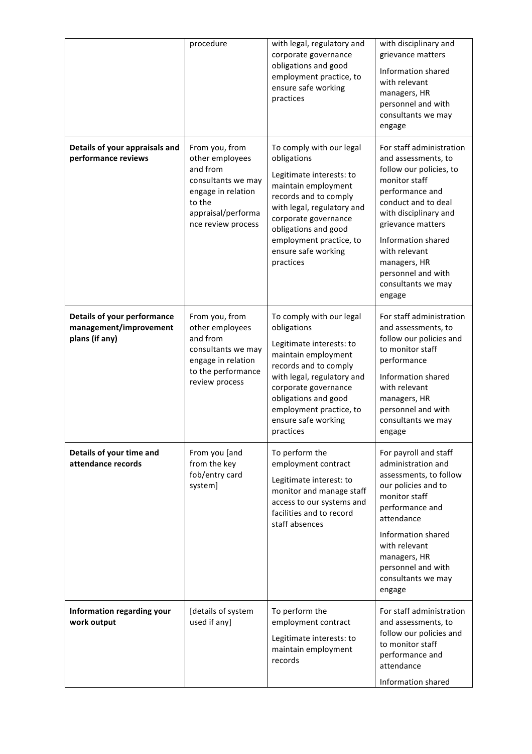| | | | |
|---|---|---|---|
| | procedure | with legal, regulatory and corporate governance obligations and good employment practice, to ensure safe working practices | with disciplinary and grievance matters<br><br>Information shared with relevant managers, HR personnel and with consultants we may engage |
| **Details of your appraisals and performance reviews** | From you, from other employees and from consultants we may engage in relation to the appraisal/performance review process | To comply with our legal obligations<br><br>Legitimate interests: to maintain employment records and to comply with legal, regulatory and corporate governance obligations and good employment practice, to ensure safe working practices | For staff administration and assessments, to follow our policies, to monitor staff performance and conduct and to deal with disciplinary and grievance matters<br><br>Information shared with relevant managers, HR personnel and with consultants we may engage |
| **Details of your performance management/improvement plans (if any)** | From you, from other employees and from consultants we may engage in relation to the performance review process | To comply with our legal obligations<br><br>Legitimate interests: to maintain employment records and to comply with legal, regulatory and corporate governance obligations and good employment practice, to ensure safe working practices | For staff administration and assessments, to follow our policies and to monitor staff performance<br><br>Information shared with relevant managers, HR personnel and with consultants we may engage |
| **Details of your time and attendance records** | From you [and from the key fob/entry card system] | To perform the employment contract<br><br>Legitimate interest: to monitor and manage staff access to our systems and facilities and to record staff absences | For payroll and staff administration and assessments, to follow our policies and to monitor staff performance and attendance<br><br>Information shared with relevant managers, HR personnel and with consultants we may engage |
| **Information regarding your work output** | [details of system used if any] | To perform the employment contract<br><br>Legitimate interests: to maintain employment records | For staff administration and assessments, to follow our policies and to monitor staff performance and attendance<br><br>Information shared |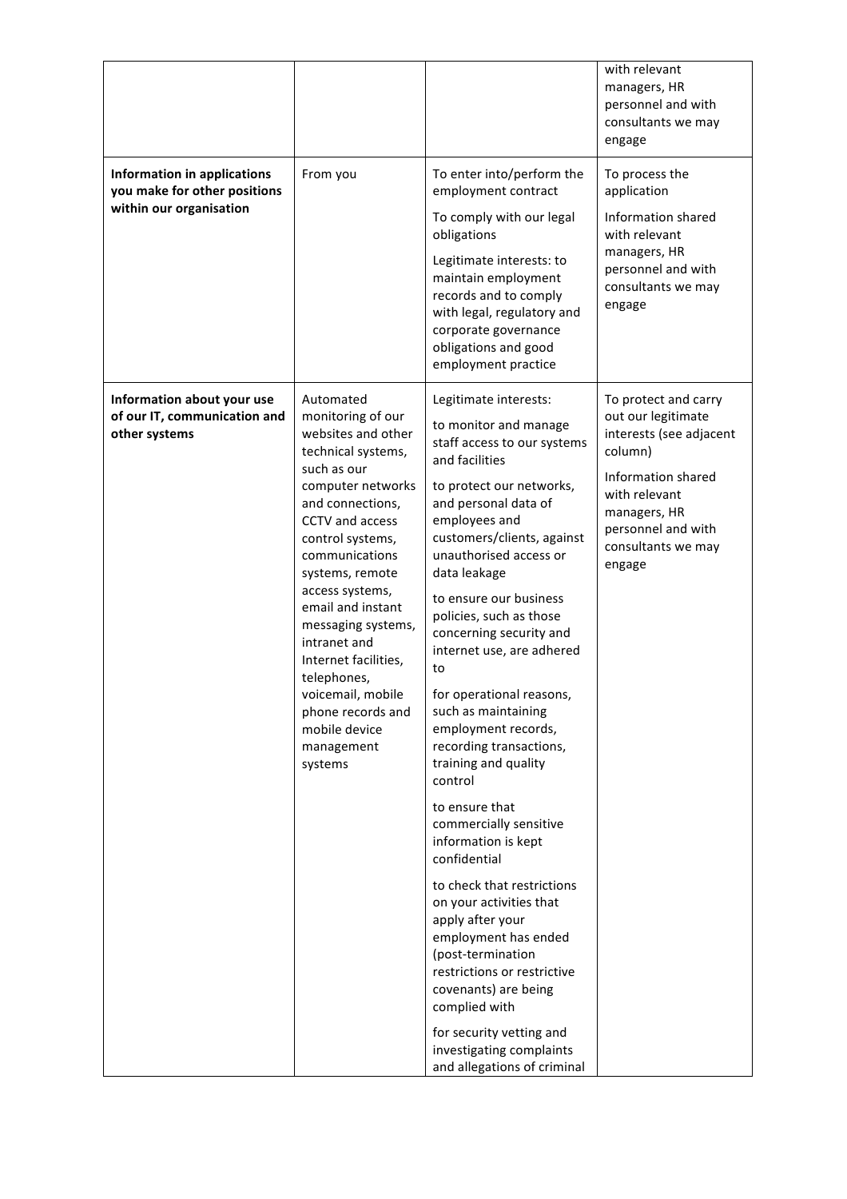| | | | |
|---|---|---|---|
| | | | with relevant managers, HR personnel and with consultants we may engage |
| **Information in applications you make for other positions within our organisation** | From you | To enter into/perform the employment contract<br><br>To comply with our legal obligations<br><br>Legitimate interests: to maintain employment records and to comply with legal, regulatory and corporate governance obligations and good employment practice | To process the application<br><br>Information shared with relevant managers, HR personnel and with consultants we may engage |
| **Information about your use of our IT, communication and other systems** | Automated monitoring of our websites and other technical systems, such as our computer networks and connections, CCTV and access control systems, communications systems, remote access systems, email and instant messaging systems, intranet and Internet facilities, telephones, voicemail, mobile phone records and mobile device management systems | Legitimate interests:<br><br>to monitor and manage staff access to our systems and facilities<br><br>to protect our networks, and personal data of employees and customers/clients, against unauthorised access or data leakage<br><br>to ensure our business policies, such as those concerning security and internet use, are adhered to<br><br>for operational reasons, such as maintaining employment records, recording transactions, training and quality control<br><br>to ensure that commercially sensitive information is kept confidential<br><br>to check that restrictions on your activities that apply after your employment has ended (post-termination restrictions or restrictive covenants) are being complied with<br><br>for security vetting and investigating complaints and allegations of criminal | To protect and carry out our legitimate interests (see adjacent column)<br><br>Information shared with relevant managers, HR personnel and with consultants we may engage |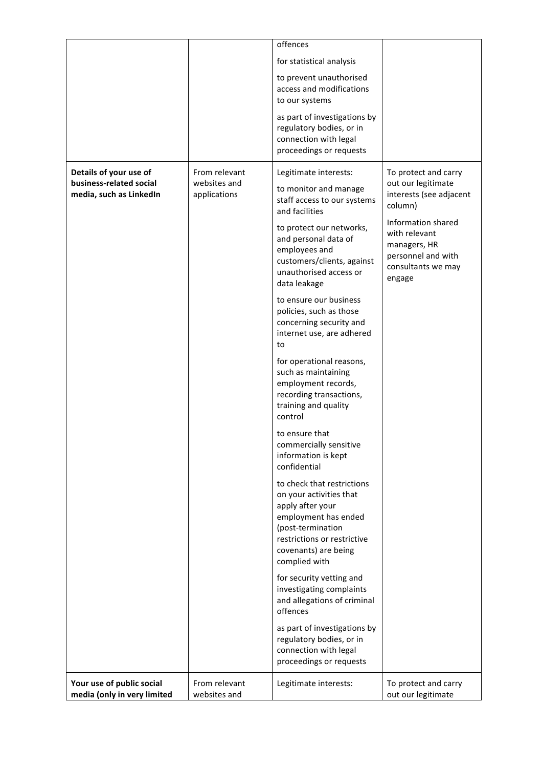| | | | |
|---|---|---|---|
| | | offences<br><br>for statistical analysis<br><br>to prevent unauthorised access and modifications to our systems<br><br>as part of investigations by regulatory bodies, or in connection with legal proceedings or requests | |
| **Details of your use of business-related social media, such as LinkedIn** | From relevant websites and applications | Legitimate interests:<br><br>to monitor and manage staff access to our systems and facilities<br><br>to protect our networks, and personal data of employees and customers/clients, against unauthorised access or data leakage<br><br>to ensure our business policies, such as those concerning security and internet use, are adhered to<br><br>for operational reasons, such as maintaining employment records, recording transactions, training and quality control<br><br>to ensure that commercially sensitive information is kept confidential<br><br>to check that restrictions on your activities that apply after your employment has ended (post-termination restrictions or restrictive covenants) are being complied with<br><br>for security vetting and investigating complaints and allegations of criminal offences<br><br>as part of investigations by regulatory bodies, or in connection with legal proceedings or requests | To protect and carry out our legitimate interests (see adjacent column)<br><br>Information shared with relevant managers, HR personnel and with consultants we may engage |
| **Your use of public social media (only in very limited** | From relevant websites and | Legitimate interests: | To protect and carry out our legitimate |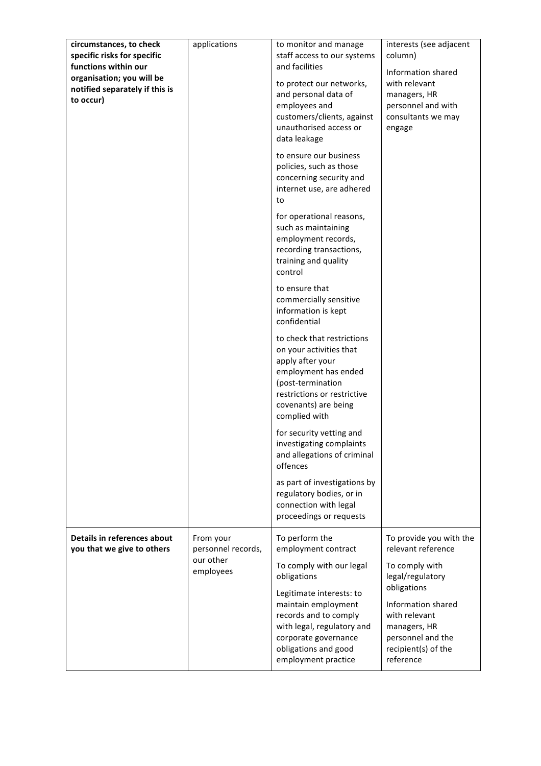| | | | |
|---|---|---|---|
| **circumstances, to check specific risks for specific functions within our organisation; you will be notified separately if this is to occur)** | applications | to monitor and manage staff access to our systems and facilities<br><br>to protect our networks, and personal data of employees and customers/clients, against unauthorised access or data leakage<br><br>to ensure our business policies, such as those concerning security and internet use, are adhered to<br><br>for operational reasons, such as maintaining employment records, recording transactions, training and quality control<br><br>to ensure that commercially sensitive information is kept confidential<br><br>to check that restrictions on your activities that apply after your employment has ended (post-termination restrictions or restrictive covenants) are being complied with<br><br>for security vetting and investigating complaints and allegations of criminal offences<br><br>as part of investigations by regulatory bodies, or in connection with legal proceedings or requests | interests (see adjacent column)<br><br>Information shared with relevant managers, HR personnel and with consultants we may engage |
| **Details in references about you that we give to others** | From your personnel records, our other employees | To perform the employment contract<br><br>To comply with our legal obligations<br><br>Legitimate interests: to maintain employment records and to comply with legal, regulatory and corporate governance obligations and good employment practice | To provide you with the relevant reference<br><br>To comply with legal/regulatory obligations<br><br>Information shared with relevant managers, HR personnel and the recipient(s) of the reference |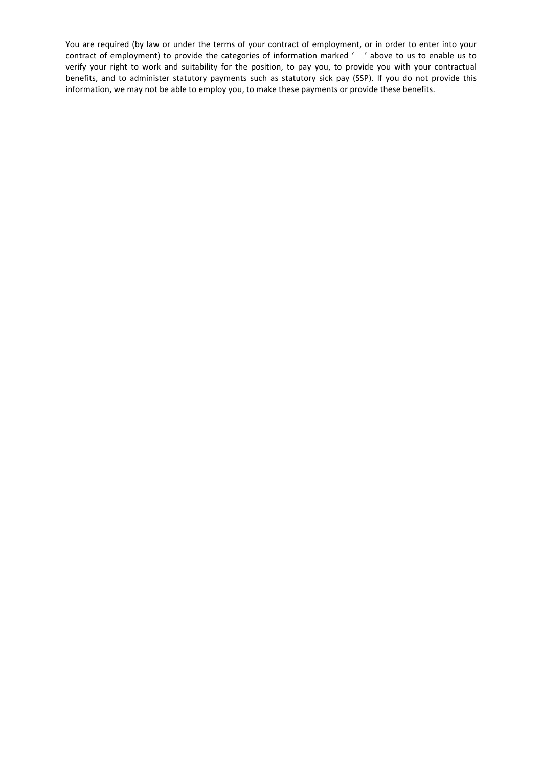You are required (by law or under the terms of your contract of employment, or in order to enter into your contract of employment) to provide the categories of information marked '  ' above to us to enable us to verify your right to work and suitability for the position, to pay you, to provide you with your contractual benefits, and to administer statutory payments such as statutory sick pay (SSP). If you do not provide this information, we may not be able to employ you, to make these payments or provide these benefits.